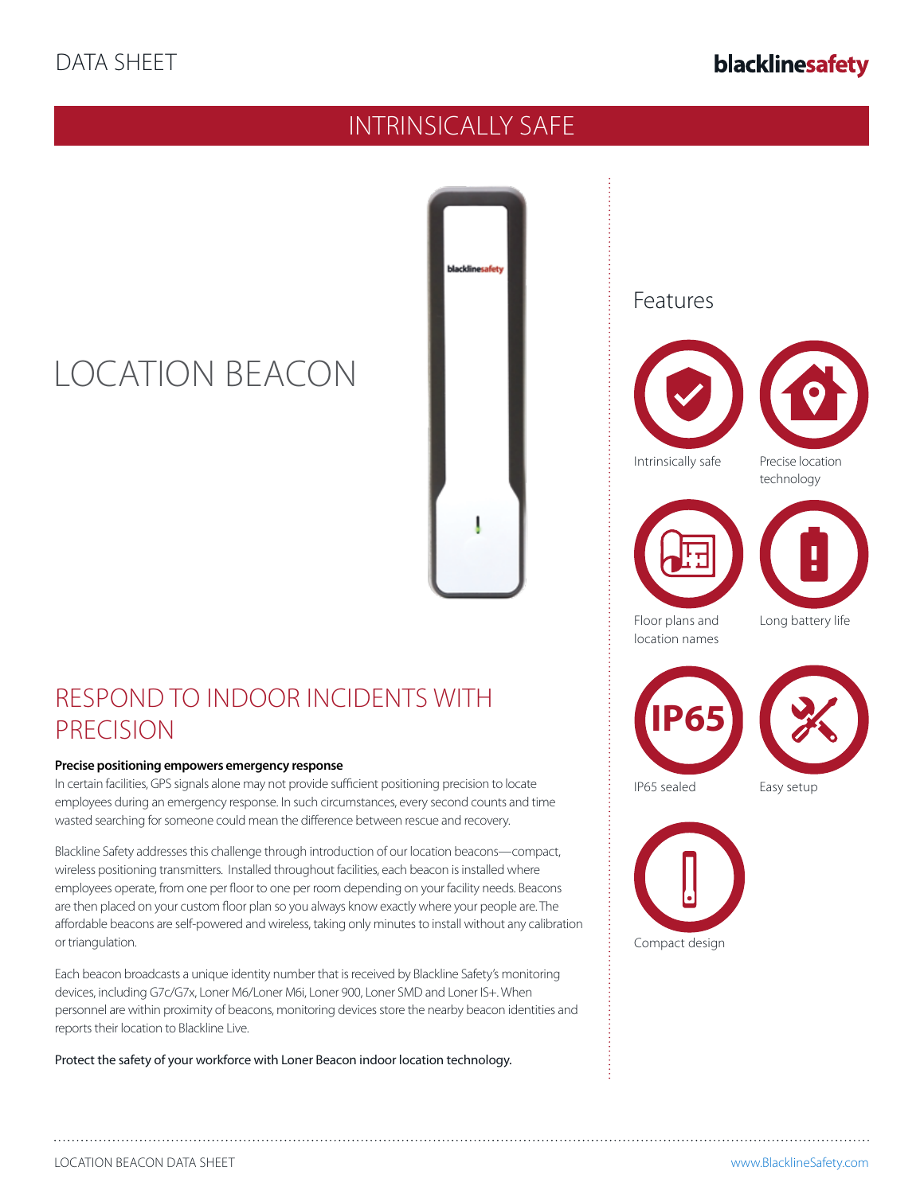DATA SHEET

**blacklinesafety**

## INTRINSICALLY SAFE

# LOCATION BEACON

## Features

- Intrinsically safe
- Precise location technology
- Floor plans and location names
- Long battery life
- IP65 sealed
- Easy setup
- Compact design

## RESPOND TO INDOOR INCIDENTS WITH PRECISION

**Precise positioning empowers emergency response**

In certain facilities, GPS signals alone may not provide sufficient positioning precision to locate employees during an emergency response. In such circumstances, every second counts and time wasted searching for someone could mean the difference between rescue and recovery.

Blackline Safety addresses this challenge through introduction of our location beacons—compact, wireless positioning transmitters. Installed throughout facilities, each beacon is installed where employees operate, from one per floor to one per room depending on your facility needs. Beacons are then placed on your custom floor plan so you always know exactly where your people are. The affordable beacons are self-powered and wireless, taking only minutes to install without any calibration or triangulation.

Each beacon broadcasts a unique identity number that is received by Blackline Safety's monitoring devices, including G7c/G7x, Loner M6/Loner M6i, Loner 900, Loner SMD and Loner IS+. When personnel are within proximity of beacons, monitoring devices store the nearby beacon identities and reports their location to Blackline Live.

Protect the safety of your workforce with Loner Beacon indoor location technology.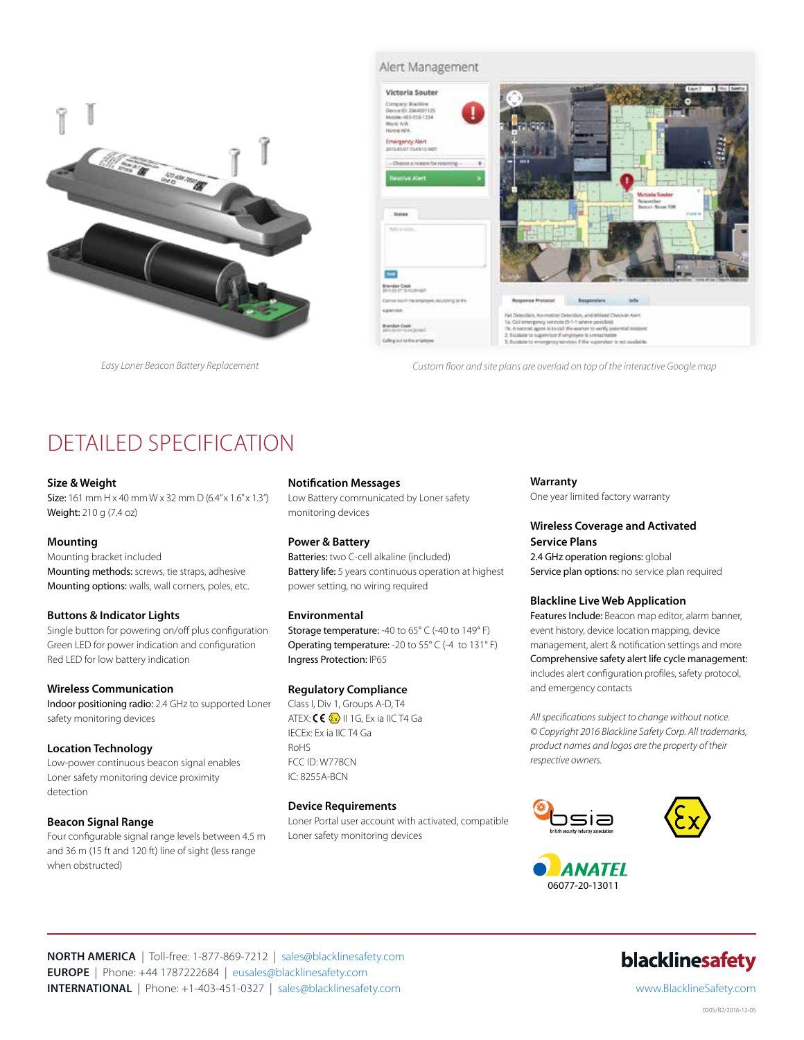*Easy Loner Beacon Battery Replacement*

*Custom floor and site plans are overlaid on top of the interactive Google map*

# DETAILED SPECIFICATION

### Size & Weight
**Size:** 161 mm H x 40 mm W x 32 mm D (6.4"x 1.6"x 1.3")
**Weight:** 210 g (7.4 oz)

### Mounting
Mounting bracket included
**Mounting methods:** screws, tie straps, adhesive
**Mounting options:** walls, wall corners, poles, etc.

### Buttons & Indicator Lights
Single button for powering on/off plus configuration
Green LED for power indication and configuration
Red LED for low battery indication

### Wireless Communication
**Indoor positioning radio:** 2.4 GHz to supported Loner safety monitoring devices

### Location Technology
Low-power continuous beacon signal enables Loner safety monitoring device proximity detection

### Beacon Signal Range
Four configurable signal range levels between 4.5 m and 36 m (15 ft and 120 ft) line of sight (less range when obstructed)

### Notification Messages
Low Battery communicated by Loner safety monitoring devices

### Power & Battery
**Batteries:** two C-cell alkaline (included)
**Battery life:** 5 years continuous operation at highest power setting, no wiring required

### Environmental
**Storage temperature:** -40 to 65° C (-40 to 149° F)
**Operating temperature:** -20 to 55° C (-4 to 131° F)
**Ingress Protection:** IP65

### Regulatory Compliance
Class I, Div 1, Groups A-D, T4
ATEX: CE Ex II 1G, Ex ia IIC T4 Ga
IECEx: Ex ia IIC T4 Ga
RoHS
FCC ID: W77BCN
IC: 8255A-BCN

### Device Requirements
Loner Portal user account with activated, compatible Loner safety monitoring devices

### Warranty
One year limited factory warranty

### Wireless Coverage and Activated Service Plans
**2.4 GHz operation regions:** global
**Service plan options:** no service plan required

### Blackline Live Web Application
**Features Include:** Beacon map editor, alarm banner, event history, device location mapping, device management, alert & notification settings and more
**Comprehensive safety alert life cycle management:** includes alert configuration profiles, safety protocol, and emergency contacts

*All specifications subject to change without notice.*
*© Copyright 2016 Blackline Safety Corp. All trademarks, product names and logos are the property of their respective owners.*

bsia british security industry association

ANATEL
06077-20-13011

**NORTH AMERICA** | Toll-free: 1-877-869-7212 | sales@blacklinesafety.com
**EUROPE** | Phone: +44 1787222684 | eusales@blacklinesafety.com
**INTERNATIONAL** | Phone: +1-403-451-0327 | sales@blacklinesafety.com

**blacklinesafety**
www.BlacklineSafety.com

0205/R2/2016-12-05